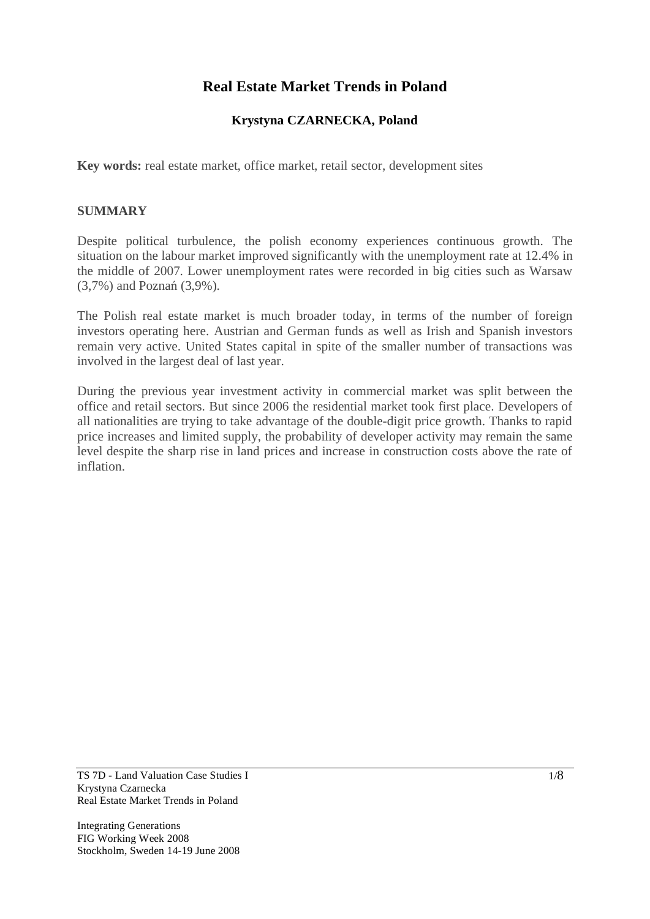# Real Estate Market Trends in Poland

**Krystyna CZARNECKA, Poland**

**Key words:** real estate market, office market, retail sector, development sites

## SUMMARY

Despite political turbulence, the polish economy experiences continuous growth. The situation on the labour market improved significantly with the unemployment rate at 12.4% in the middle of 2007. Lower unemployment rates were recorded in big cities such as Warsaw (3,7%) and Poznań (3,9%).

The Polish real estate market is much broader today, in terms of the number of foreign investors operating here. Austrian and German funds as well as Irish and Spanish investors remain very active. United States capital in spite of the smaller number of transactions was involved in the largest deal of last year.

During the previous year investment activity in commercial market was split between the office and retail sectors. But since 2006 the residential market took first place. Developers of all nationalities are trying to take advantage of the double-digit price growth. Thanks to rapid price increases and limited supply, the probability of developer activity may remain the same level despite the sharp rise in land prices and increase in construction costs above the rate of inflation.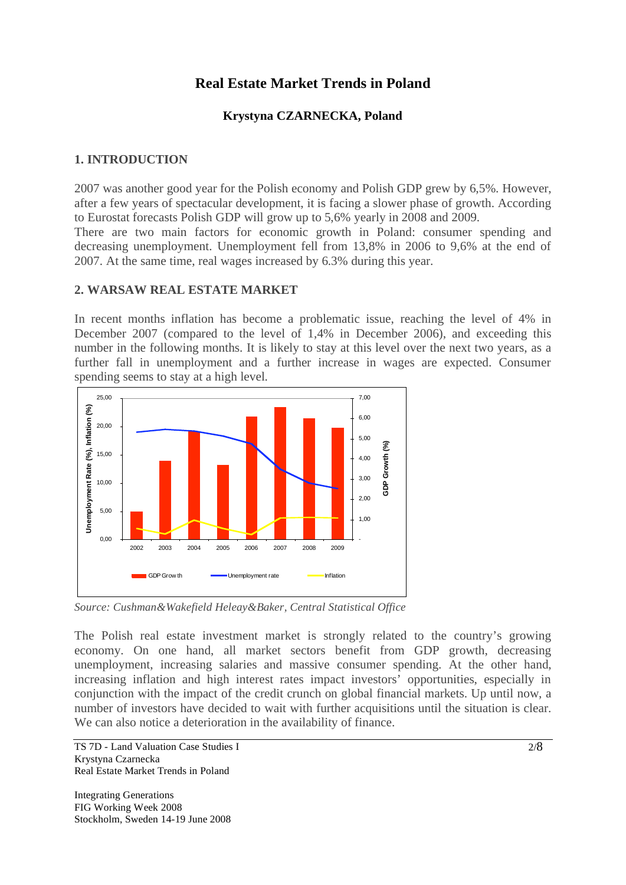# Real Estate Market Trends in Poland

**Krystyna CZARNECKA, Poland**

## 1. INTRODUCTION

2007 was another good year for the Polish economy and Polish GDP grew by 6,5%. However, after a few years of spectacular development, it is facing a slower phase of growth. According to Eurostat forecasts Polish GDP will grow up to 5,6% yearly in 2008 and 2009.

There are two main factors for economic growth in Poland: consumer spending and decreasing unemployment. Unemployment fell from 13,8% in 2006 to 9,6% at the end of 2007. At the same time, real wages increased by 6.3% during this year.

## 2. WARSAW REAL ESTATE MARKET

In recent months inflation has become a problematic issue, reaching the level of 4% in December 2007 (compared to the level of 1,4% in December 2006), and exceeding this number in the following months. It is likely to stay at this level over the next two years, as a further fall in unemployment and a further increase in wages are expected. Consumer spending seems to stay at a high level.

*Source: Cushman&Wakefield Heleay&Baker, Central Statistical Office*

The Polish real estate investment market is strongly related to the country's growing economy. On one hand, all market sectors benefit from GDP growth, decreasing unemployment, increasing salaries and massive consumer spending. At the other hand, increasing inflation and high interest rates impact investors' opportunities, especially in conjunction with the impact of the credit crunch on global financial markets. Up until now, a number of investors have decided to wait with further acquisitions until the situation is clear. We can also notice a deterioration in the availability of finance.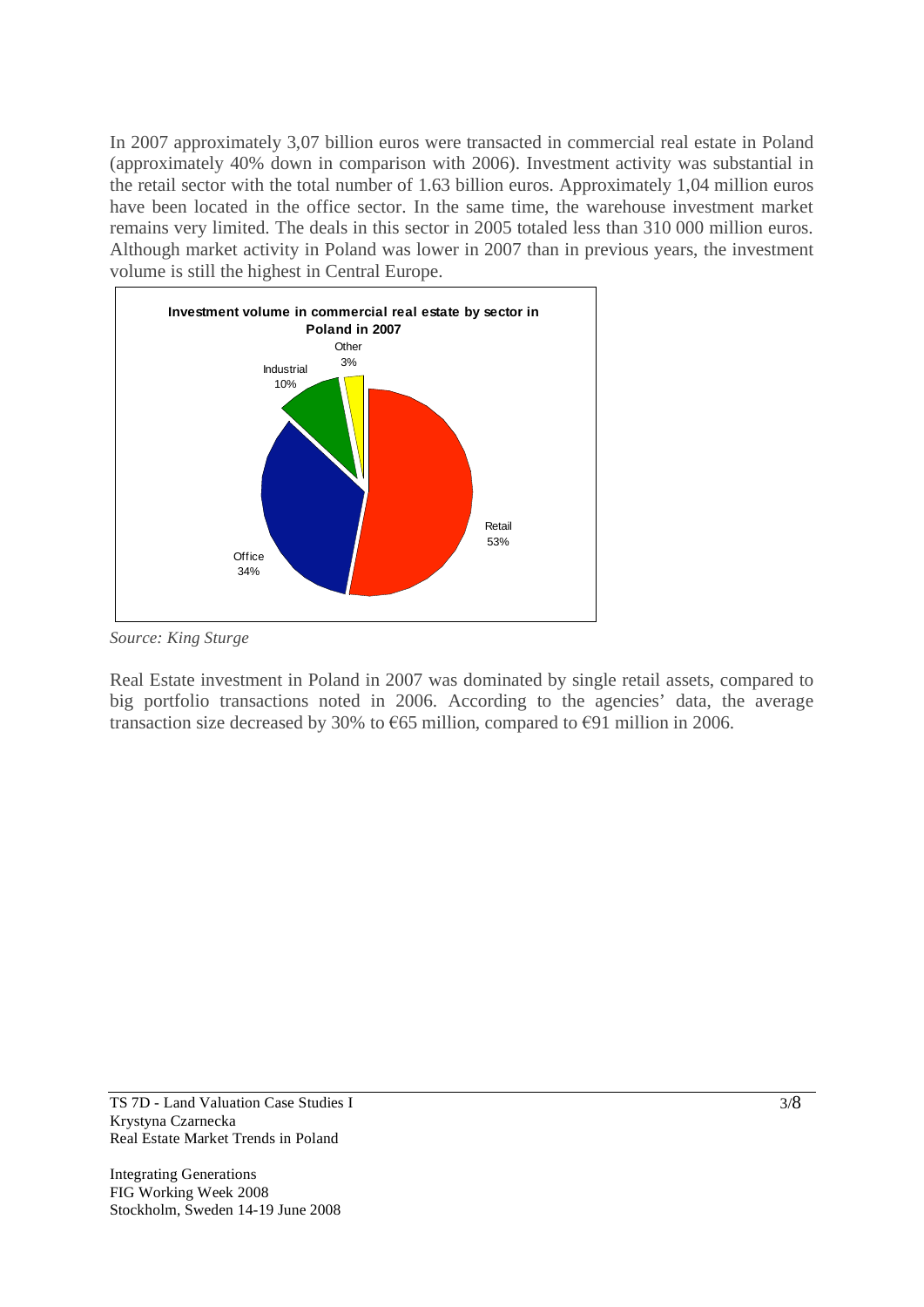In 2007 approximately 3,07 billion euros were transacted in commercial real estate in Poland (approximately 40% down in comparison with 2006). Investment activity was substantial in the retail sector with the total number of 1.63 billion euros. Approximately 1,04 million euros have been located in the office sector. In the same time, the warehouse investment market remains very limited. The deals in this sector in 2005 totaled less than 310 000 million euros. Although market activity in Poland was lower in 2007 than in previous years, the investment volume is still the highest in Central Europe.

**Investment volume in commercial real estate by sector in Poland in 2007**

| Sector | Share |
|---|---|
| Retail | 53% |
| Office | 34% |
| Industrial | 10% |
| Other | 3% |

*Source: King Sturge*

Real Estate investment in Poland in 2007 was dominated by single retail assets, compared to big portfolio transactions noted in 2006. According to the agencies' data, the average transaction size decreased by 30% to €65 million, compared to €91 million in 2006.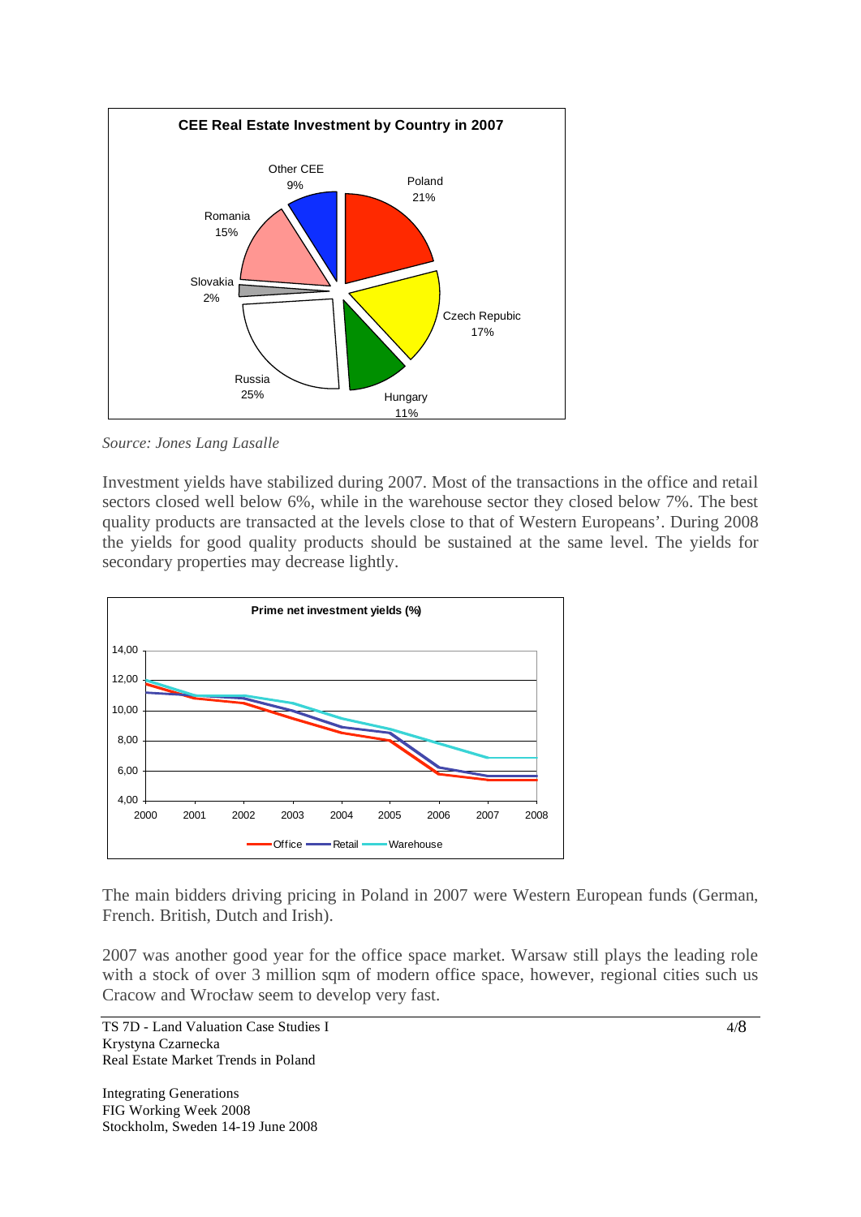**CEE Real Estate Investment by Country in 2007**

| Country | Share |
|---|---|
| Poland | 21% |
| Czech Repubic | 17% |
| Hungary | 11% |
| Russia | 25% |
| Slovakia | 2% |
| Romania | 15% |
| Other CEE | 9% |

*Source: Jones Lang Lasalle*

Investment yields have stabilized during 2007. Most of the transactions in the office and retail sectors closed well below 6%, while in the warehouse sector they closed below 7%. The best quality products are transacted at the levels close to that of Western Europeans'. During 2008 the yields for good quality products should be sustained at the same level. The yields for secondary properties may decrease lightly.

**Prime net investment yields (%)**

The main bidders driving pricing in Poland in 2007 were Western European funds (German, French. British, Dutch and Irish).

2007 was another good year for the office space market. Warsaw still plays the leading role with a stock of over 3 million sqm of modern office space, however, regional cities such us Cracow and Wrocław seem to develop very fast.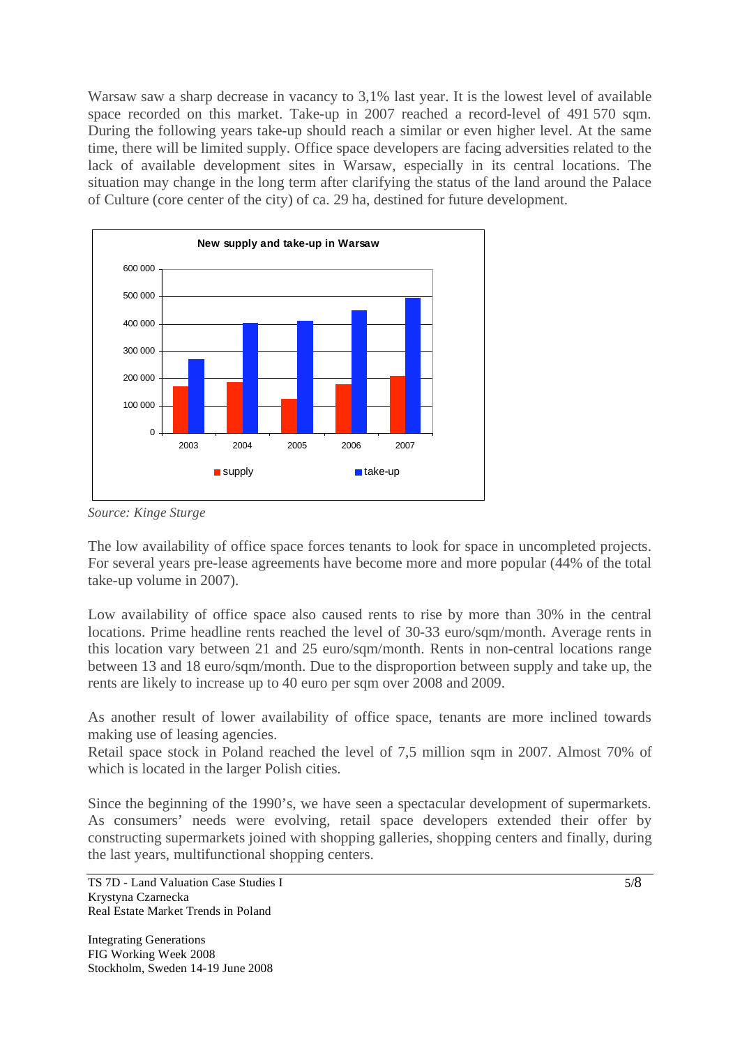Warsaw saw a sharp decrease in vacancy to 3,1% last year. It is the lowest level of available space recorded on this market. Take-up in 2007 reached a record-level of 491 570 sqm. During the following years take-up should reach a similar or even higher level. At the same time, there will be limited supply. Office space developers are facing adversities related to the lack of available development sites in Warsaw, especially in its central locations. The situation may change in the long term after clarifying the status of the land around the Palace of Culture (core center of the city) of ca. 29 ha, destined for future development.

**New supply and take-up in Warsaw**

*Source: Kinge Sturge*

The low availability of office space forces tenants to look for space in uncompleted projects. For several years pre-lease agreements have become more and more popular (44% of the total take-up volume in 2007).

Low availability of office space also caused rents to rise by more than 30% in the central locations. Prime headline rents reached the level of 30-33 euro/sqm/month. Average rents in this location vary between 21 and 25 euro/sqm/month. Rents in non-central locations range between 13 and 18 euro/sqm/month. Due to the disproportion between supply and take up, the rents are likely to increase up to 40 euro per sqm over 2008 and 2009.

As another result of lower availability of office space, tenants are more inclined towards making use of leasing agencies.

Retail space stock in Poland reached the level of 7,5 million sqm in 2007. Almost 70% of which is located in the larger Polish cities.

Since the beginning of the 1990's, we have seen a spectacular development of supermarkets. As consumers' needs were evolving, retail space developers extended their offer by constructing supermarkets joined with shopping galleries, shopping centers and finally, during the last years, multifunctional shopping centers.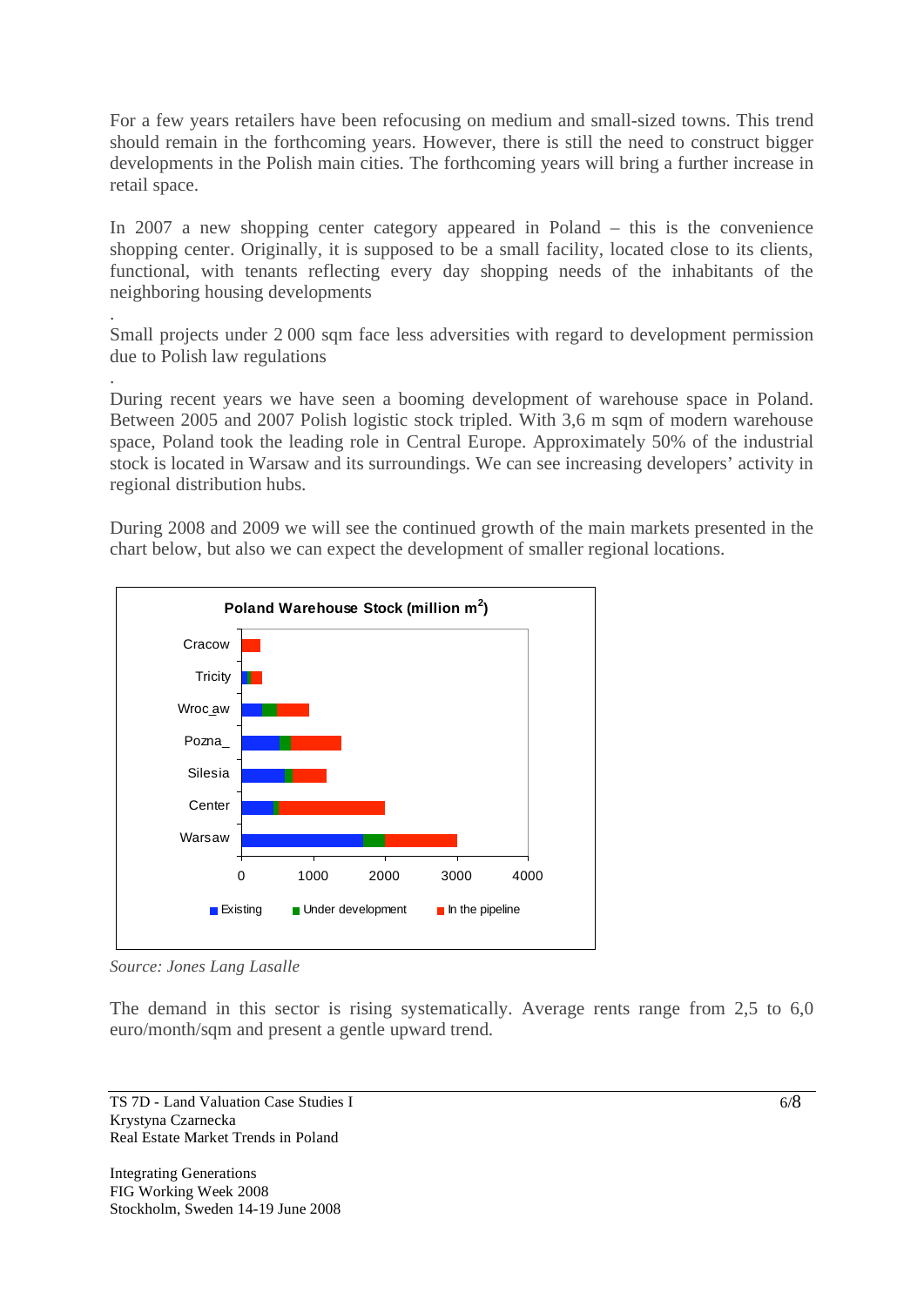For a few years retailers have been refocusing on medium and small-sized towns. This trend should remain in the forthcoming years. However, there is still the need to construct bigger developments in the Polish main cities. The forthcoming years will bring a further increase in retail space.

In 2007 a new shopping center category appeared in Poland – this is the convenience shopping center. Originally, it is supposed to be a small facility, located close to its clients, functional, with tenants reflecting every day shopping needs of the inhabitants of the neighboring housing developments

.
Small projects under 2 000 sqm face less adversities with regard to development permission due to Polish law regulations

.
During recent years we have seen a booming development of warehouse space in Poland. Between 2005 and 2007 Polish logistic stock tripled. With 3,6 m sqm of modern warehouse space, Poland took the leading role in Central Europe. Approximately 50% of the industrial stock is located in Warsaw and its surroundings. We can see increasing developers' activity in regional distribution hubs.

During 2008 and 2009 we will see the continued growth of the main markets presented in the chart below, but also we can expect the development of smaller regional locations.

**Poland Warehouse Stock (million m$^2$)**

Cracow, Tricity, Wroc_aw, Pozna_, Silesia, Center, Warsaw

0 1000 2000 3000 4000

Existing Under development In the pipeline

*Source: Jones Lang Lasalle*

The demand in this sector is rising systematically. Average rents range from 2,5 to 6,0 euro/month/sqm and present a gentle upward trend.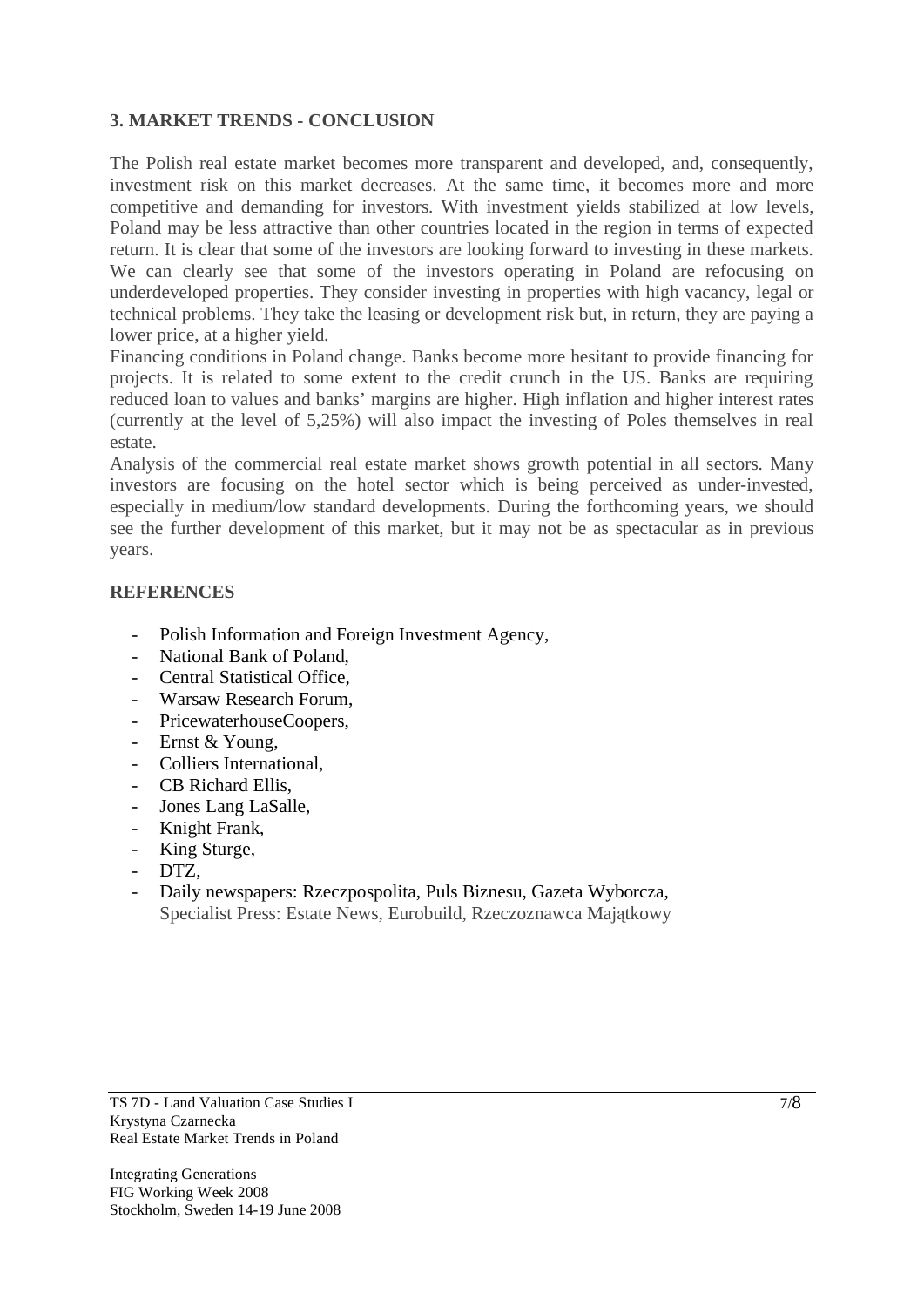## 3. MARKET TRENDS - CONCLUSION

The Polish real estate market becomes more transparent and developed, and, consequently, investment risk on this market decreases. At the same time, it becomes more and more competitive and demanding for investors. With investment yields stabilized at low levels, Poland may be less attractive than other countries located in the region in terms of expected return. It is clear that some of the investors are looking forward to investing in these markets. We can clearly see that some of the investors operating in Poland are refocusing on underdeveloped properties. They consider investing in properties with high vacancy, legal or technical problems. They take the leasing or development risk but, in return, they are paying a lower price, at a higher yield.

Financing conditions in Poland change. Banks become more hesitant to provide financing for projects. It is related to some extent to the credit crunch in the US. Banks are requiring reduced loan to values and banks' margins are higher. High inflation and higher interest rates (currently at the level of 5,25%) will also impact the investing of Poles themselves in real estate.

Analysis of the commercial real estate market shows growth potential in all sectors. Many investors are focusing on the hotel sector which is being perceived as under-invested, especially in medium/low standard developments. During the forthcoming years, we should see the further development of this market, but it may not be as spectacular as in previous years.

## REFERENCES

- Polish Information and Foreign Investment Agency,
- National Bank of Poland,
- Central Statistical Office,
- Warsaw Research Forum,
- PricewaterhouseCoopers,
- Ernst & Young,
- Colliers International,
- CB Richard Ellis,
- Jones Lang LaSalle,
- Knight Frank,
- King Sturge,
- DTZ,
- Daily newspapers: Rzeczpospolita, Puls Biznesu, Gazeta Wyborcza,
  Specialist Press: Estate News, Eurobuild, Rzeczoznawca Majątkowy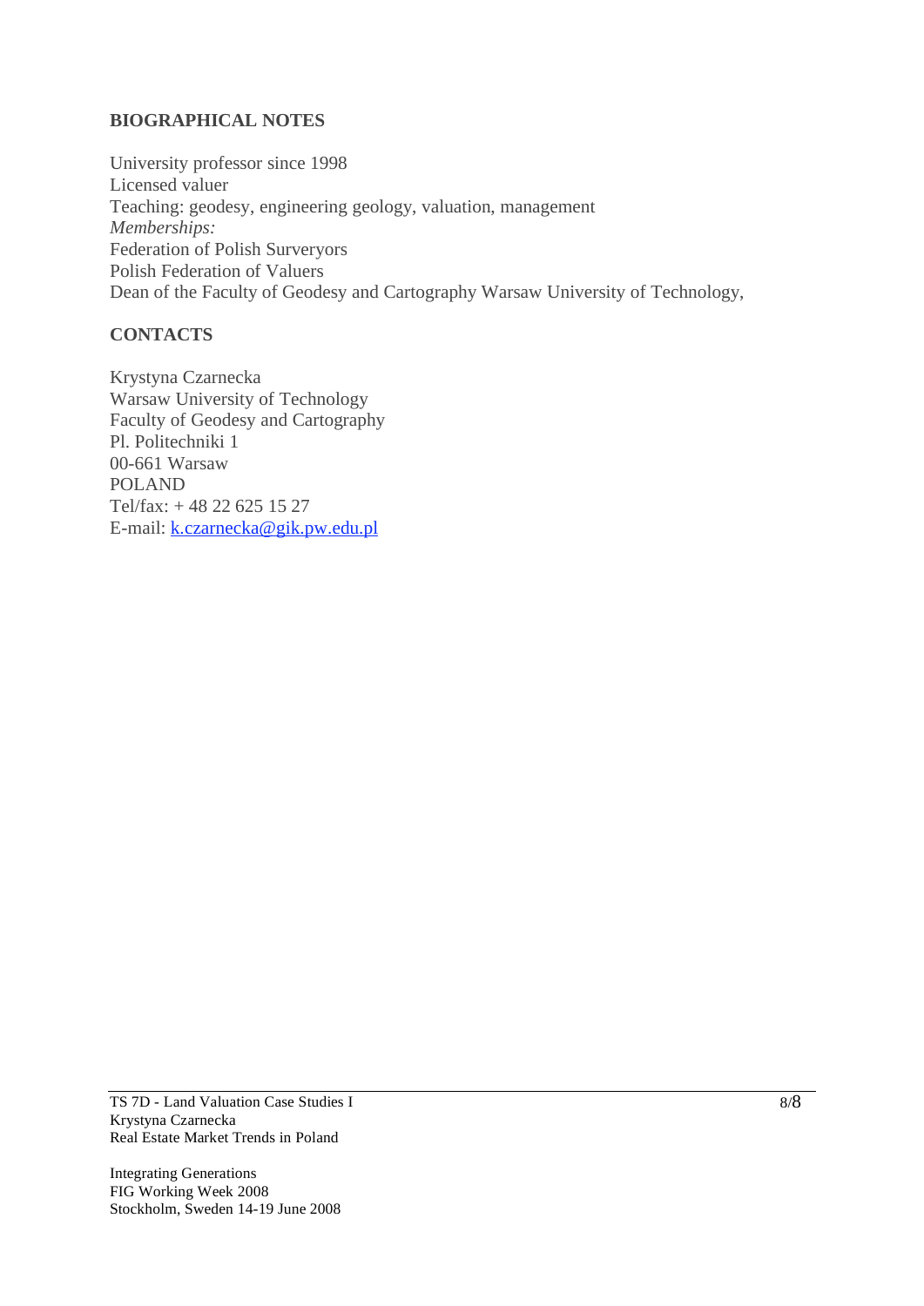## BIOGRAPHICAL NOTES

University professor since 1998
Licensed valuer
Teaching: geodesy, engineering geology, valuation, management
*Memberships:*
Federation of Polish Surveryors
Polish Federation of Valuers
Dean of the Faculty of Geodesy and Cartography Warsaw University of Technology,

## CONTACTS

Krystyna Czarnecka
Warsaw University of Technology
Faculty of Geodesy and Cartography
Pl. Politechniki 1
00-661 Warsaw
POLAND
Tel/fax: + 48 22 625 15 27
E-mail: k.czarnecka@gik.pw.edu.pl